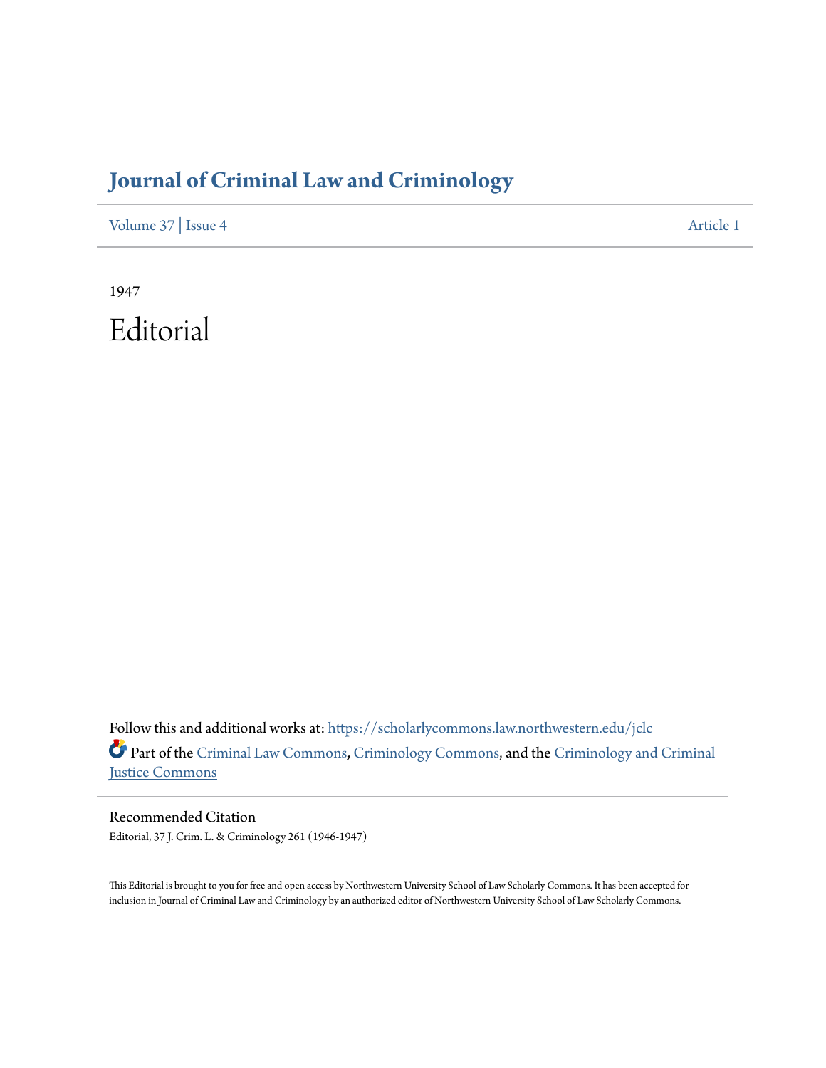# Journal of Criminal Law and Criminology

Volume 37 | Issue 4 Article 1

1947

# Editorial

Follow this and additional works at: https://scholarlycommons.law.northwestern.edu/jclc

Part of the Criminal Law Commons, Criminology Commons, and the Criminology and Criminal Justice Commons

## Recommended Citation

Editorial, 37 J. Crim. L. & Criminology 261 (1946-1947)

This Editorial is brought to you for free and open access by Northwestern University School of Law Scholarly Commons. It has been accepted for inclusion in Journal of Criminal Law and Criminology by an authorized editor of Northwestern University School of Law Scholarly Commons.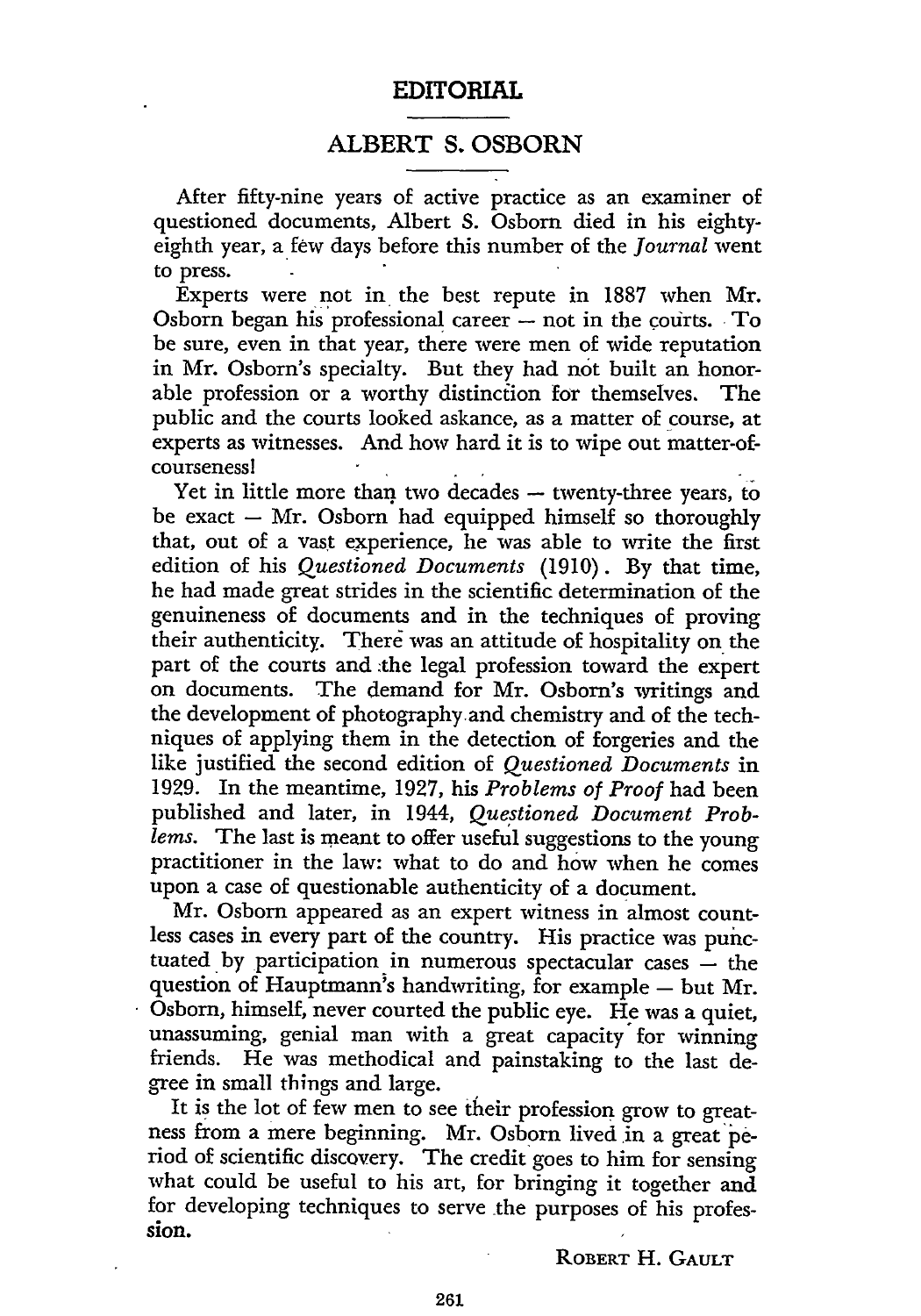# EDITORIAL

## ALBERT S. OSBORN

After fifty-nine years of active practice as an examiner of questioned documents, Albert S. Osborn died in his eighty-eighth year, a few days before this number of the *Journal* went to press.

Experts were not in the best repute in 1887 when Mr. Osborn began his professional career — not in the courts. To be sure, even in that year, there were men of wide reputation in Mr. Osborn's specialty. But they had not built an honorable profession or a worthy distinction for themselves. The public and the courts looked askance, as a matter of course, at experts as witnesses. And how hard it is to wipe out matter-of-courseness!

Yet in little more than two decades — twenty-three years, to be exact — Mr. Osborn had equipped himself so thoroughly that, out of a vast experience, he was able to write the first edition of his *Questioned Documents* (1910). By that time, he had made great strides in the scientific determination of the genuineness of documents and in the techniques of proving their authenticity. There was an attitude of hospitality on the part of the courts and the legal profession toward the expert on documents. The demand for Mr. Osborn's writings and the development of photography and chemistry and of the techniques of applying them in the detection of forgeries and the like justified the second edition of *Questioned Documents* in 1929. In the meantime, 1927, his *Problems of Proof* had been published and later, in 1944, *Questioned Document Problems.* The last is meant to offer useful suggestions to the young practitioner in the law: what to do and how when he comes upon a case of questionable authenticity of a document.

Mr. Osborn appeared as an expert witness in almost countless cases in every part of the country. His practice was punctuated by participation in numerous spectacular cases — the question of Hauptmann's handwriting, for example — but Mr. Osborn, himself, never courted the public eye. He was a quiet, unassuming, genial man with a great capacity for winning friends. He was methodical and painstaking to the last degree in small things and large.

It is the lot of few men to see their profession grow to greatness from a mere beginning. Mr. Osborn lived in a great period of scientific discovery. The credit goes to him for sensing what could be useful to his art, for bringing it together and for developing techniques to serve the purposes of his profession.

ROBERT H. GAULT